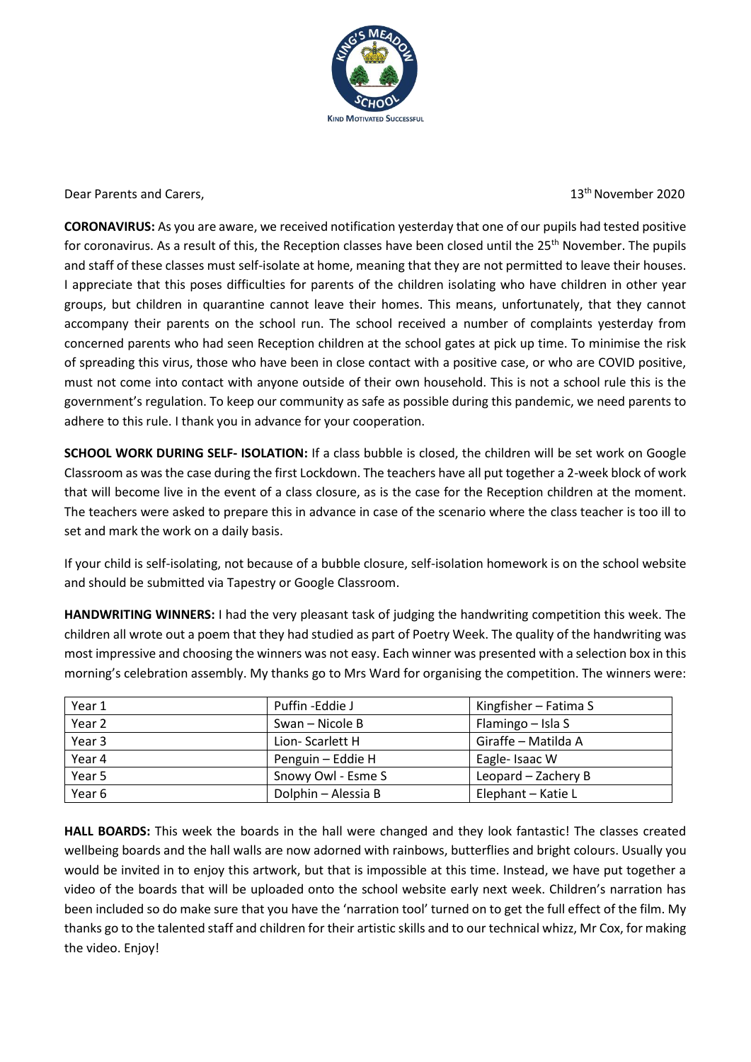KING'S MEADOW SCHOOL

KIND MOTIVATED SUCCESSFUL

Dear Parents and Carers,

13th November 2020

**CORONAVIRUS:** As you are aware, we received notification yesterday that one of our pupils had tested positive for coronavirus. As a result of this, the Reception classes have been closed until the 25th November. The pupils and staff of these classes must self-isolate at home, meaning that they are not permitted to leave their houses. I appreciate that this poses difficulties for parents of the children isolating who have children in other year groups, but children in quarantine cannot leave their homes. This means, unfortunately, that they cannot accompany their parents on the school run. The school received a number of complaints yesterday from concerned parents who had seen Reception children at the school gates at pick up time. To minimise the risk of spreading this virus, those who have been in close contact with a positive case, or who are COVID positive, must not come into contact with anyone outside of their own household. This is not a school rule this is the government's regulation. To keep our community as safe as possible during this pandemic, we need parents to adhere to this rule. I thank you in advance for your cooperation.

**SCHOOL WORK DURING SELF- ISOLATION:** If a class bubble is closed, the children will be set work on Google Classroom as was the case during the first Lockdown. The teachers have all put together a 2-week block of work that will become live in the event of a class closure, as is the case for the Reception children at the moment. The teachers were asked to prepare this in advance in case of the scenario where the class teacher is too ill to set and mark the work on a daily basis.

If your child is self-isolating, not because of a bubble closure, self-isolation homework is on the school website and should be submitted via Tapestry or Google Classroom.

**HANDWRITING WINNERS:** I had the very pleasant task of judging the handwriting competition this week. The children all wrote out a poem that they had studied as part of Poetry Week. The quality of the handwriting was most impressive and choosing the winners was not easy. Each winner was presented with a selection box in this morning's celebration assembly. My thanks go to Mrs Ward for organising the competition. The winners were:

| | | |
|---|---|---|
| Year 1 | Puffin -Eddie J | Kingfisher – Fatima S |
| Year 2 | Swan – Nicole B | Flamingo – Isla S |
| Year 3 | Lion- Scarlett H | Giraffe – Matilda A |
| Year 4 | Penguin – Eddie H | Eagle- Isaac W |
| Year 5 | Snowy Owl - Esme S | Leopard – Zachery B |
| Year 6 | Dolphin – Alessia B | Elephant – Katie L |

**HALL BOARDS:** This week the boards in the hall were changed and they look fantastic! The classes created wellbeing boards and the hall walls are now adorned with rainbows, butterflies and bright colours. Usually you would be invited in to enjoy this artwork, but that is impossible at this time. Instead, we have put together a video of the boards that will be uploaded onto the school website early next week. Children's narration has been included so do make sure that you have the 'narration tool' turned on to get the full effect of the film. My thanks go to the talented staff and children for their artistic skills and to our technical whizz, Mr Cox, for making the video. Enjoy!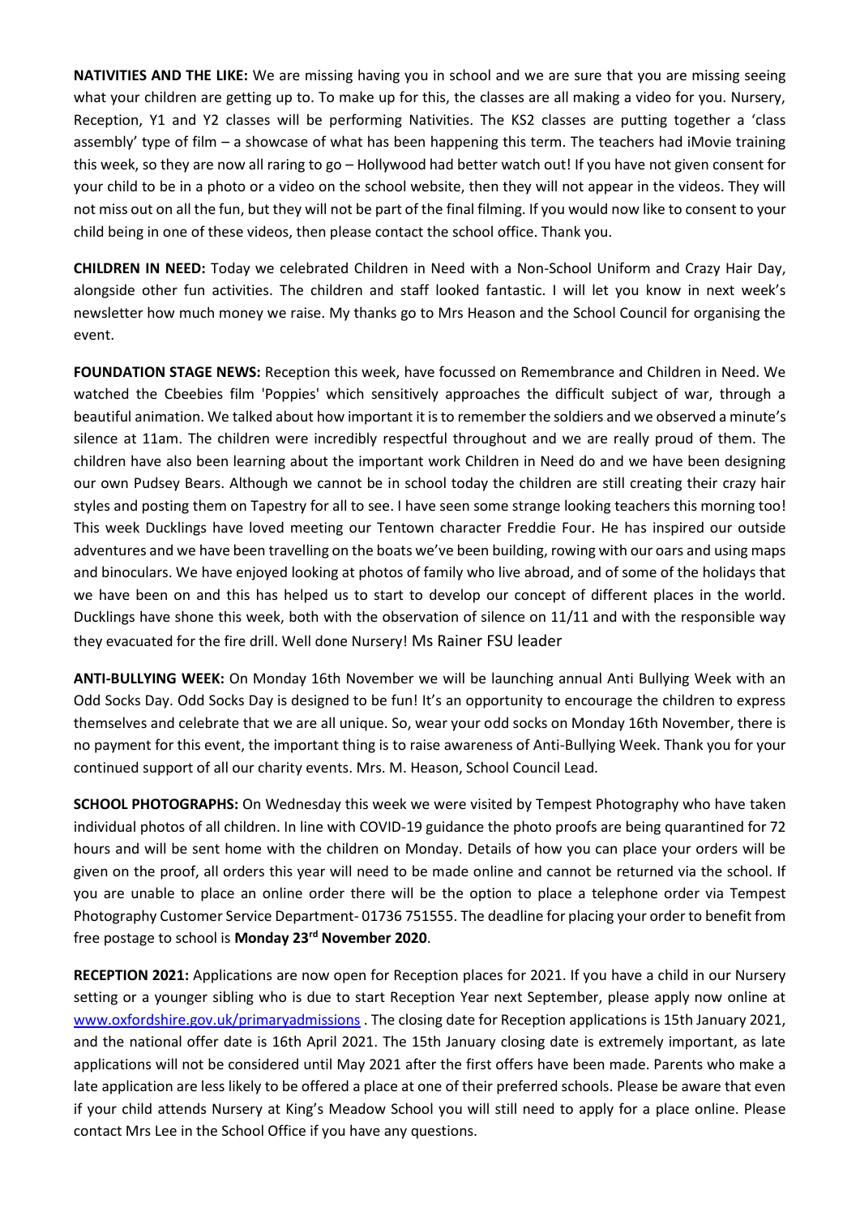**NATIVITIES AND THE LIKE:** We are missing having you in school and we are sure that you are missing seeing what your children are getting up to. To make up for this, the classes are all making a video for you. Nursery, Reception, Y1 and Y2 classes will be performing Nativities. The KS2 classes are putting together a 'class assembly' type of film – a showcase of what has been happening this term. The teachers had iMovie training this week, so they are now all raring to go – Hollywood had better watch out! If you have not given consent for your child to be in a photo or a video on the school website, then they will not appear in the videos. They will not miss out on all the fun, but they will not be part of the final filming. If you would now like to consent to your child being in one of these videos, then please contact the school office. Thank you.

**CHILDREN IN NEED:** Today we celebrated Children in Need with a Non-School Uniform and Crazy Hair Day, alongside other fun activities. The children and staff looked fantastic. I will let you know in next week's newsletter how much money we raise. My thanks go to Mrs Heason and the School Council for organising the event.

**FOUNDATION STAGE NEWS:** Reception this week, have focussed on Remembrance and Children in Need. We watched the Cbeebies film 'Poppies' which sensitively approaches the difficult subject of war, through a beautiful animation. We talked about how important it is to remember the soldiers and we observed a minute's silence at 11am. The children were incredibly respectful throughout and we are really proud of them. The children have also been learning about the important work Children in Need do and we have been designing our own Pudsey Bears. Although we cannot be in school today the children are still creating their crazy hair styles and posting them on Tapestry for all to see. I have seen some strange looking teachers this morning too! This week Ducklings have loved meeting our Tentown character Freddie Four. He has inspired our outside adventures and we have been travelling on the boats we've been building, rowing with our oars and using maps and binoculars. We have enjoyed looking at photos of family who live abroad, and of some of the holidays that we have been on and this has helped us to start to develop our concept of different places in the world. Ducklings have shone this week, both with the observation of silence on 11/11 and with the responsible way they evacuated for the fire drill. Well done Nursery! Ms Rainer FSU leader

**ANTI-BULLYING WEEK:** On Monday 16th November we will be launching annual Anti Bullying Week with an Odd Socks Day. Odd Socks Day is designed to be fun! It's an opportunity to encourage the children to express themselves and celebrate that we are all unique. So, wear your odd socks on Monday 16th November, there is no payment for this event, the important thing is to raise awareness of Anti-Bullying Week. Thank you for your continued support of all our charity events. Mrs. M. Heason, School Council Lead.

**SCHOOL PHOTOGRAPHS:** On Wednesday this week we were visited by Tempest Photography who have taken individual photos of all children. In line with COVID-19 guidance the photo proofs are being quarantined for 72 hours and will be sent home with the children on Monday. Details of how you can place your orders will be given on the proof, all orders this year will need to be made online and cannot be returned via the school. If you are unable to place an online order there will be the option to place a telephone order via Tempest Photography Customer Service Department- 01736 751555. The deadline for placing your order to benefit from free postage to school is **Monday 23rd November 2020**.

**RECEPTION 2021:** Applications are now open for Reception places for 2021. If you have a child in our Nursery setting or a younger sibling who is due to start Reception Year next September, please apply now online at [www.oxfordshire.gov.uk/primaryadmissions](www.oxfordshire.gov.uk/primaryadmissions) . The closing date for Reception applications is 15th January 2021, and the national offer date is 16th April 2021. The 15th January closing date is extremely important, as late applications will not be considered until May 2021 after the first offers have been made. Parents who make a late application are less likely to be offered a place at one of their preferred schools. Please be aware that even if your child attends Nursery at King's Meadow School you will still need to apply for a place online. Please contact Mrs Lee in the School Office if you have any questions.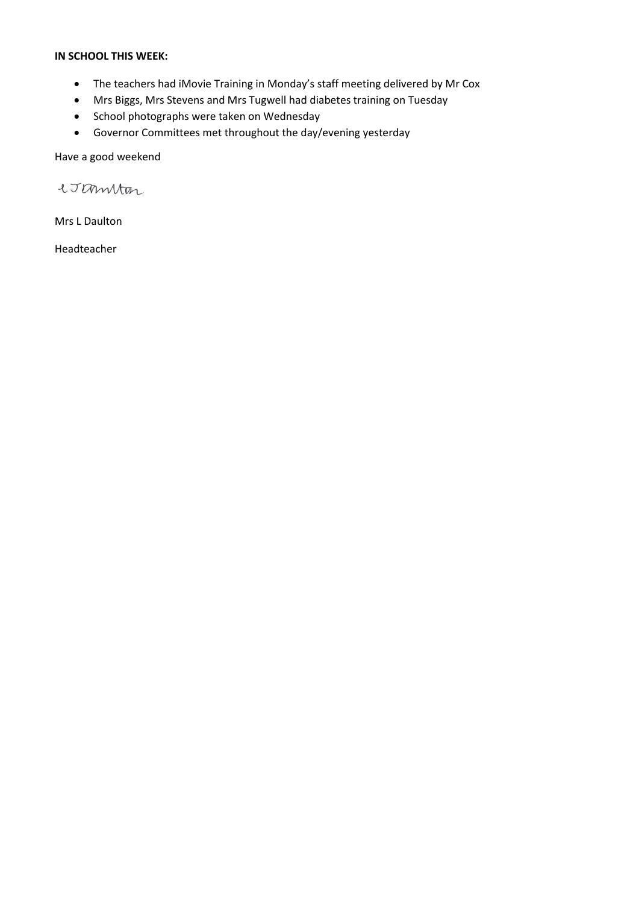**IN SCHOOL THIS WEEK:**

- The teachers had iMovie Training in Monday's staff meeting delivered by Mr Cox
- Mrs Biggs, Mrs Stevens and Mrs Tugwell had diabetes training on Tuesday
- School photographs were taken on Wednesday
- Governor Committees met throughout the day/evening yesterday

Have a good weekend

Mrs L Daulton

Headteacher